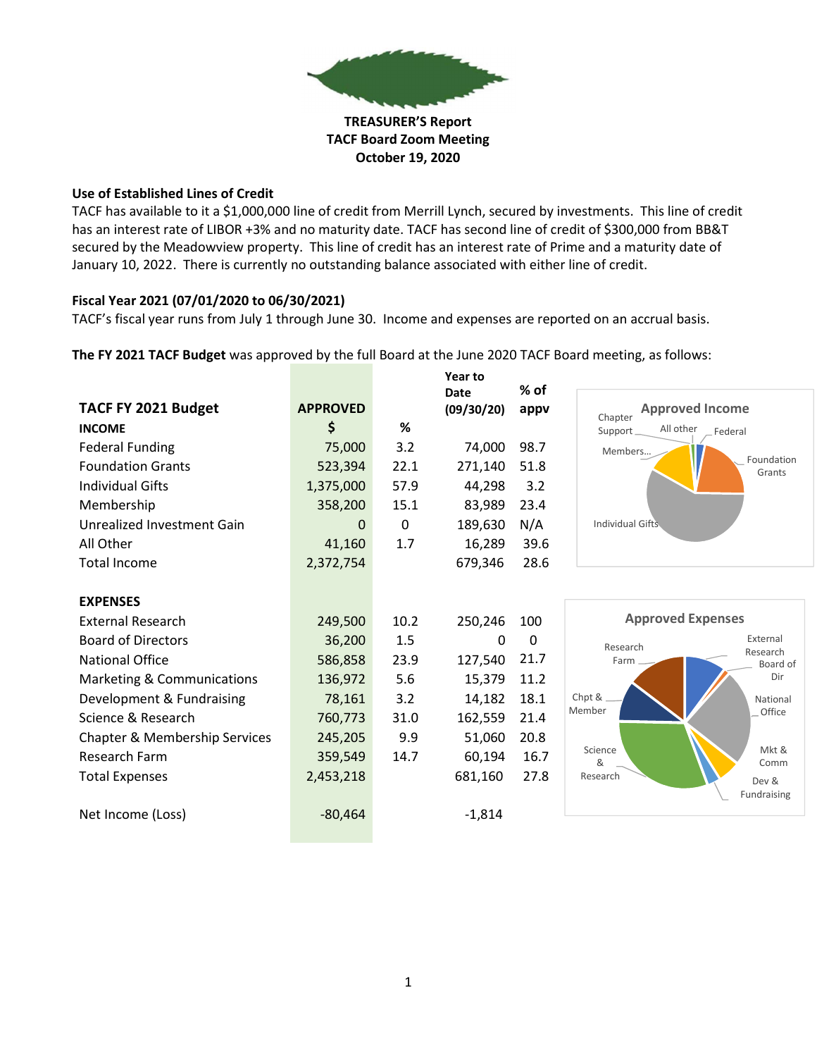**TREASURER'S Report**
**TACF Board Zoom Meeting**
**October 19, 2020**

### Use of Established Lines of Credit

TACF has available to it a $1,000,000 line of credit from Merrill Lynch, secured by investments. This line of credit has an interest rate of LIBOR +3% and no maturity date. TACF has second line of credit of $300,000 from BB&T secured by the Meadowview property. This line of credit has an interest rate of Prime and a maturity date of January 10, 2022. There is currently no outstanding balance associated with either line of credit.

### Fiscal Year 2021 (07/01/2020 to 06/30/2021)

TACF's fiscal year runs from July 1 through June 30. Income and expenses are reported on an accrual basis.

**The FY 2021 TACF Budget** was approved by the full Board at the June 2020 TACF Board meeting, as follows:

| **TACF FY 2021 Budget** | **APPROVED** | | **Year to Date (09/30/20)** | **% of appv** |
|---|---|---|---|---|
| **INCOME** | **$** | **%** | | |
| Federal Funding | 75,000 | 3.2 | 74,000 | 98.7 |
| Foundation Grants | 523,394 | 22.1 | 271,140 | 51.8 |
| Individual Gifts | 1,375,000 | 57.9 | 44,298 | 3.2 |
| Membership | 358,200 | 15.1 | 83,989 | 23.4 |
| Unrealized Investment Gain | 0 | 0 | 189,630 | N/A |
| All Other | 41,160 | 1.7 | 16,289 | 39.6 |
| Total Income | 2,372,754 | | 679,346 | 28.6 |
| | | | | |
| **EXPENSES** | | | | |
| External Research | 249,500 | 10.2 | 250,246 | 100 |
| Board of Directors | 36,200 | 1.5 | 0 | 0 |
| National Office | 586,858 | 23.9 | 127,540 | 21.7 |
| Marketing & Communications | 136,972 | 5.6 | 15,379 | 11.2 |
| Development & Fundraising | 78,161 | 3.2 | 14,182 | 18.1 |
| Science & Research | 760,773 | 31.0 | 162,559 | 21.4 |
| Chapter & Membership Services | 245,205 | 9.9 | 51,060 | 20.8 |
| Research Farm | 359,549 | 14.7 | 60,194 | 16.7 |
| Total Expenses | 2,453,218 | | 681,160 | 27.8 |
| | | | | |
| Net Income (Loss) | -80,464 | | -1,814 | |

**Approved Income**

Chapter Support, All other, Federal, Foundation Grants, Individual Gifts, Members...

**Approved Expenses**

External Research, Board of Dir, National Office, Mkt & Comm, Dev & Fundraising, Science & Research, Chpt & Member, Research Farm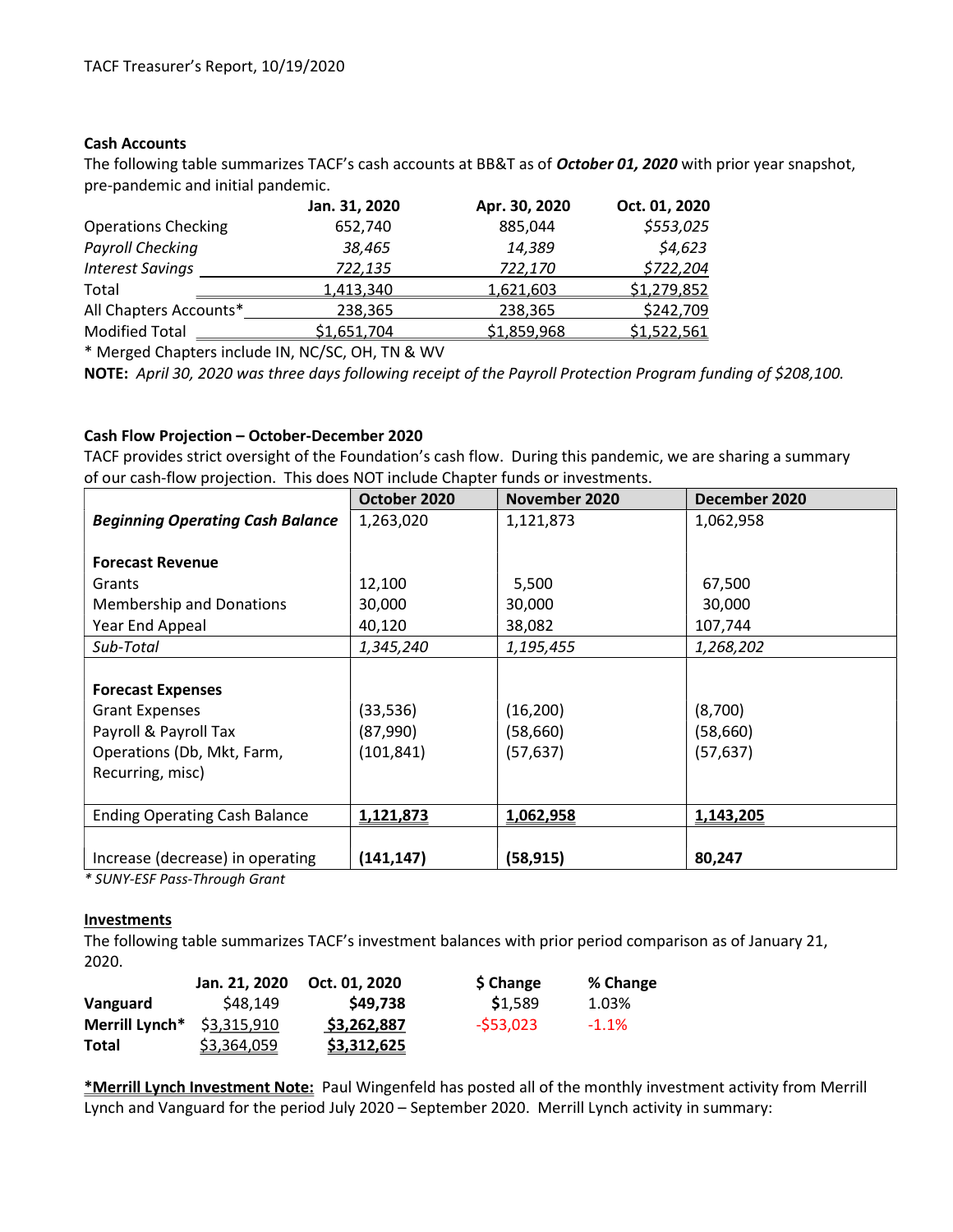TACF Treasurer's Report, 10/19/2020

**Cash Accounts**

The following table summarizes TACF's cash accounts at BB&T as of ***October 01, 2020*** with prior year snapshot, pre-pandemic and initial pandemic.

| | Jan. 31, 2020 | Apr. 30, 2020 | Oct. 01, 2020 |
|---|---|---|---|
| Operations Checking | 652,740 | 885,044 | *$553,025* |
| *Payroll Checking* | *38,465* | *14,389* | *$4,623* |
| *Interest Savings* | *722,135* | *722,170* | *$722,204* |
| Total | 1,413,340 | 1,621,603 | $1,279,852 |
| All Chapters Accounts* | 238,365 | 238,365 | $242,709 |
| Modified Total | $1,651,704 | $1,859,968 | $1,522,561 |

\* Merged Chapters include IN, NC/SC, OH, TN & WV

**NOTE:** *April 30, 2020 was three days following receipt of the Payroll Protection Program funding of $208,100.*

**Cash Flow Projection – October-December 2020**

TACF provides strict oversight of the Foundation's cash flow. During this pandemic, we are sharing a summary of our cash-flow projection. This does NOT include Chapter funds or investments.

| | October 2020 | November 2020 | December 2020 |
|---|---|---|---|
| ***Beginning Operating Cash Balance*** | 1,263,020 | 1,121,873 | 1,062,958 |
| **Forecast Revenue** | | | |
| Grants | 12,100 | 5,500 | 67,500 |
| Membership and Donations | 30,000 | 30,000 | 30,000 |
| Year End Appeal | 40,120 | 38,082 | 107,744 |
| *Sub-Total* | *1,345,240* | *1,195,455* | *1,268,202* |
| **Forecast Expenses** | | | |
| Grant Expenses | (33,536) | (16,200) | (8,700) |
| Payroll & Payroll Tax | (87,990) | (58,660) | (58,660) |
| Operations (Db, Mkt, Farm, Recurring, misc) | (101,841) | (57,637) | (57,637) |
| Ending Operating Cash Balance | **1,121,873** | **1,062,958** | **1,143,205** |
| Increase (decrease) in operating | **(141,147)** | **(58,915)** | **80,247** |

*\* SUNY-ESF Pass-Through Grant*

**Investments**

The following table summarizes TACF's investment balances with prior period comparison as of January 21, 2020.

| | Jan. 21, 2020 | Oct. 01, 2020 | $ Change | % Change |
|---|---|---|---|---|
| **Vanguard** | $48,149 | **$49,738** | $1,589 | 1.03% |
| **Merrill Lynch*** | $3,315,910 | **$3,262,887** | -$53,023 | -1.1% |
| **Total** | $3,364,059 | **$3,312,625** | | |

**\*Merrill Lynch Investment Note:** Paul Wingenfeld has posted all of the monthly investment activity from Merrill Lynch and Vanguard for the period July 2020 – September 2020. Merrill Lynch activity in summary: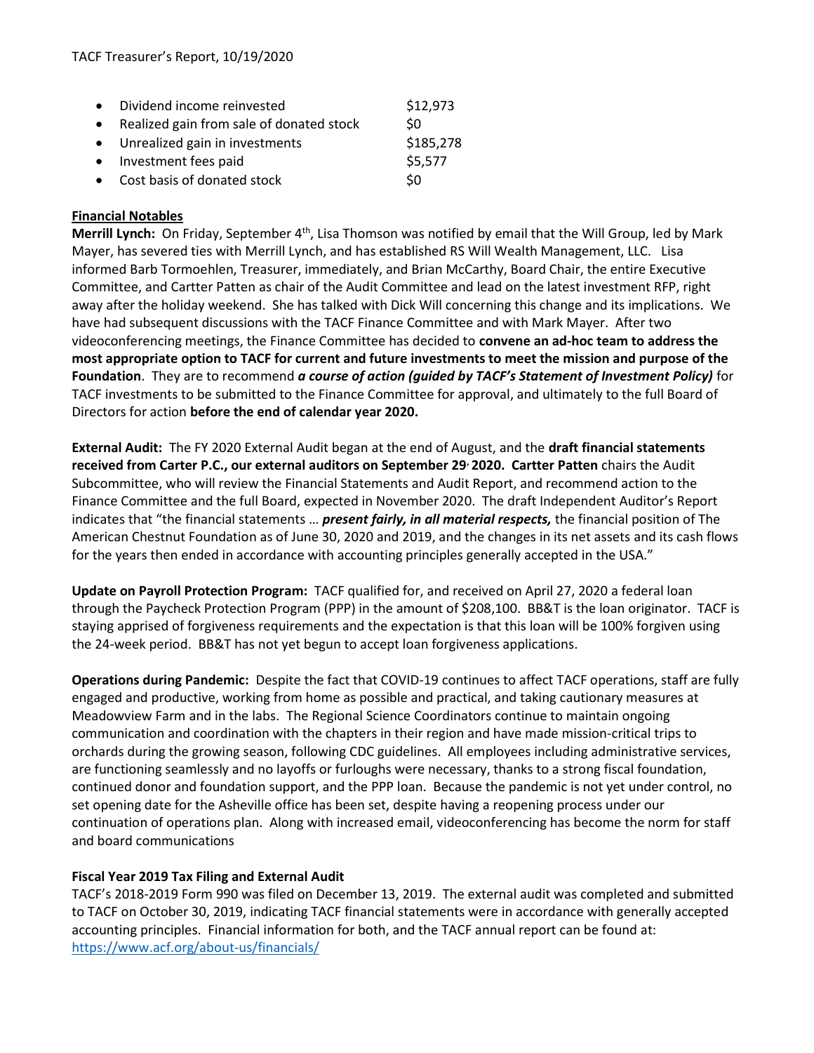- Dividend income reinvested $12,973
- Realized gain from sale of donated stock $0
- Unrealized gain in investments $185,278
- Investment fees paid $5,577
- Cost basis of donated stock $0

**Financial Notables**

**Merrill Lynch:** On Friday, September 4th, Lisa Thomson was notified by email that the Will Group, led by Mark Mayer, has severed ties with Merrill Lynch, and has established RS Will Wealth Management, LLC. Lisa informed Barb Tormoehlen, Treasurer, immediately, and Brian McCarthy, Board Chair, the entire Executive Committee, and Cartter Patten as chair of the Audit Committee and lead on the latest investment RFP, right away after the holiday weekend. She has talked with Dick Will concerning this change and its implications. We have had subsequent discussions with the TACF Finance Committee and with Mark Mayer. After two videoconferencing meetings, the Finance Committee has decided to **convene an ad-hoc team to address the most appropriate option to TACF for current and future investments to meet the mission and purpose of the Foundation**. They are to recommend ***a course of action (guided by TACF's Statement of Investment Policy)*** for TACF investments to be submitted to the Finance Committee for approval, and ultimately to the full Board of Directors for action **before the end of calendar year 2020.**

**External Audit:** The FY 2020 External Audit began at the end of August, and the **draft financial statements received from Carter P.C., our external auditors on September 29, 2020. Cartter Patten** chairs the Audit Subcommittee, who will review the Financial Statements and Audit Report, and recommend action to the Finance Committee and the full Board, expected in November 2020. The draft Independent Auditor's Report indicates that "the financial statements … ***present fairly, in all material respects,*** the financial position of The American Chestnut Foundation as of June 30, 2020 and 2019, and the changes in its net assets and its cash flows for the years then ended in accordance with accounting principles generally accepted in the USA."

**Update on Payroll Protection Program:** TACF qualified for, and received on April 27, 2020 a federal loan through the Paycheck Protection Program (PPP) in the amount of $208,100. BB&T is the loan originator. TACF is staying apprised of forgiveness requirements and the expectation is that this loan will be 100% forgiven using the 24-week period. BB&T has not yet begun to accept loan forgiveness applications.

**Operations during Pandemic:** Despite the fact that COVID-19 continues to affect TACF operations, staff are fully engaged and productive, working from home as possible and practical, and taking cautionary measures at Meadowview Farm and in the labs. The Regional Science Coordinators continue to maintain ongoing communication and coordination with the chapters in their region and have made mission-critical trips to orchards during the growing season, following CDC guidelines. All employees including administrative services, are functioning seamlessly and no layoffs or furloughs were necessary, thanks to a strong fiscal foundation, continued donor and foundation support, and the PPP loan. Because the pandemic is not yet under control, no set opening date for the Asheville office has been set, despite having a reopening process under our continuation of operations plan. Along with increased email, videoconferencing has become the norm for staff and board communications

**Fiscal Year 2019 Tax Filing and External Audit**

TACF's 2018-2019 Form 990 was filed on December 13, 2019. The external audit was completed and submitted to TACF on October 30, 2019, indicating TACF financial statements were in accordance with generally accepted accounting principles. Financial information for both, and the TACF annual report can be found at: https://www.acf.org/about-us/financials/